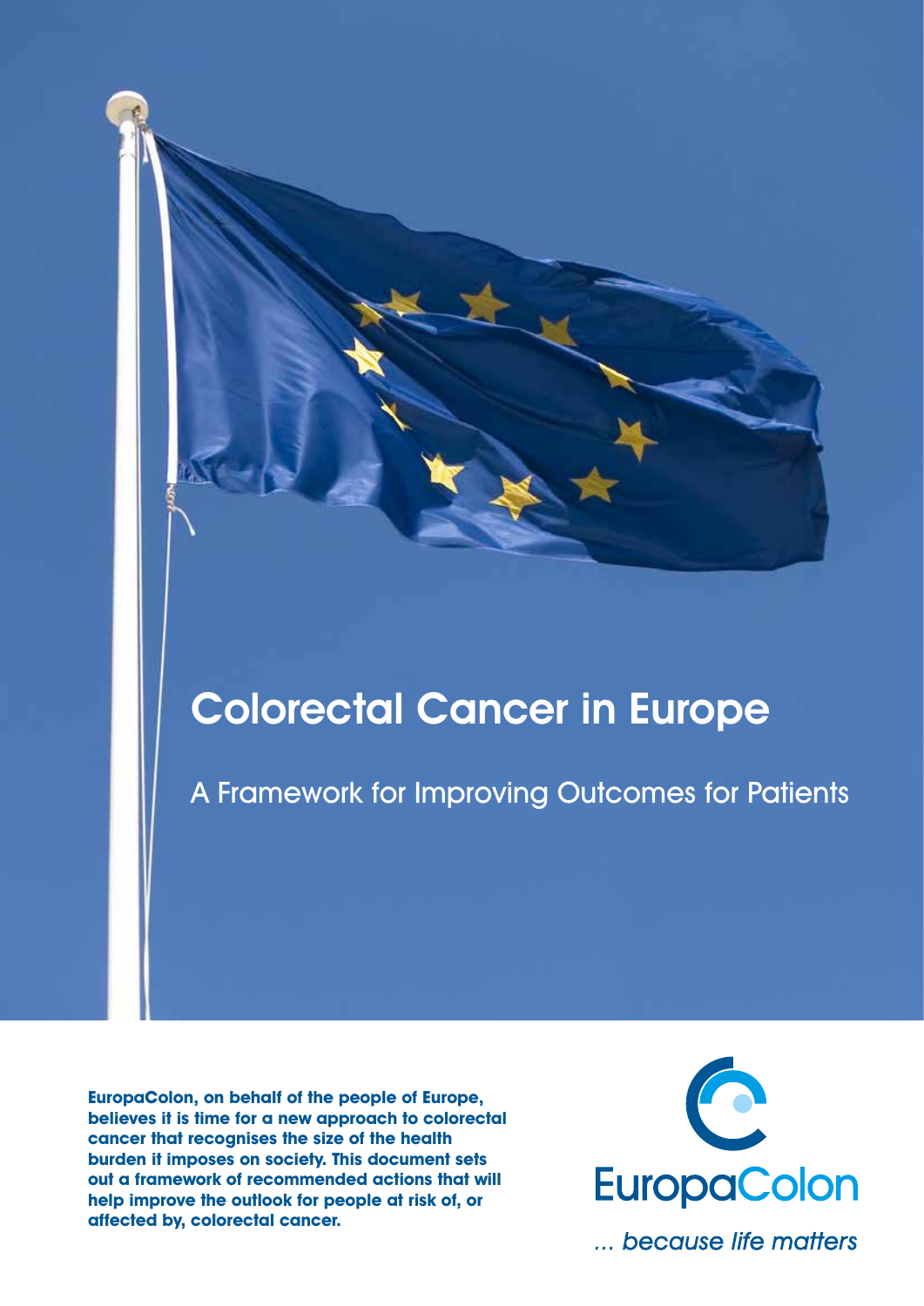# Colorectal Cancer in Europe

## A Framework for Improving Outcomes for Patients

**EuropaColon, on behalf of the people of Europe, believes it is time for a new approach to colorectal cancer that recognises the size of the health burden it imposes on society. This document sets out a framework of recommended actions that will help improve the outlook for people at risk of, or affected by, colorectal cancer.**

EuropaColon

*... because life matters*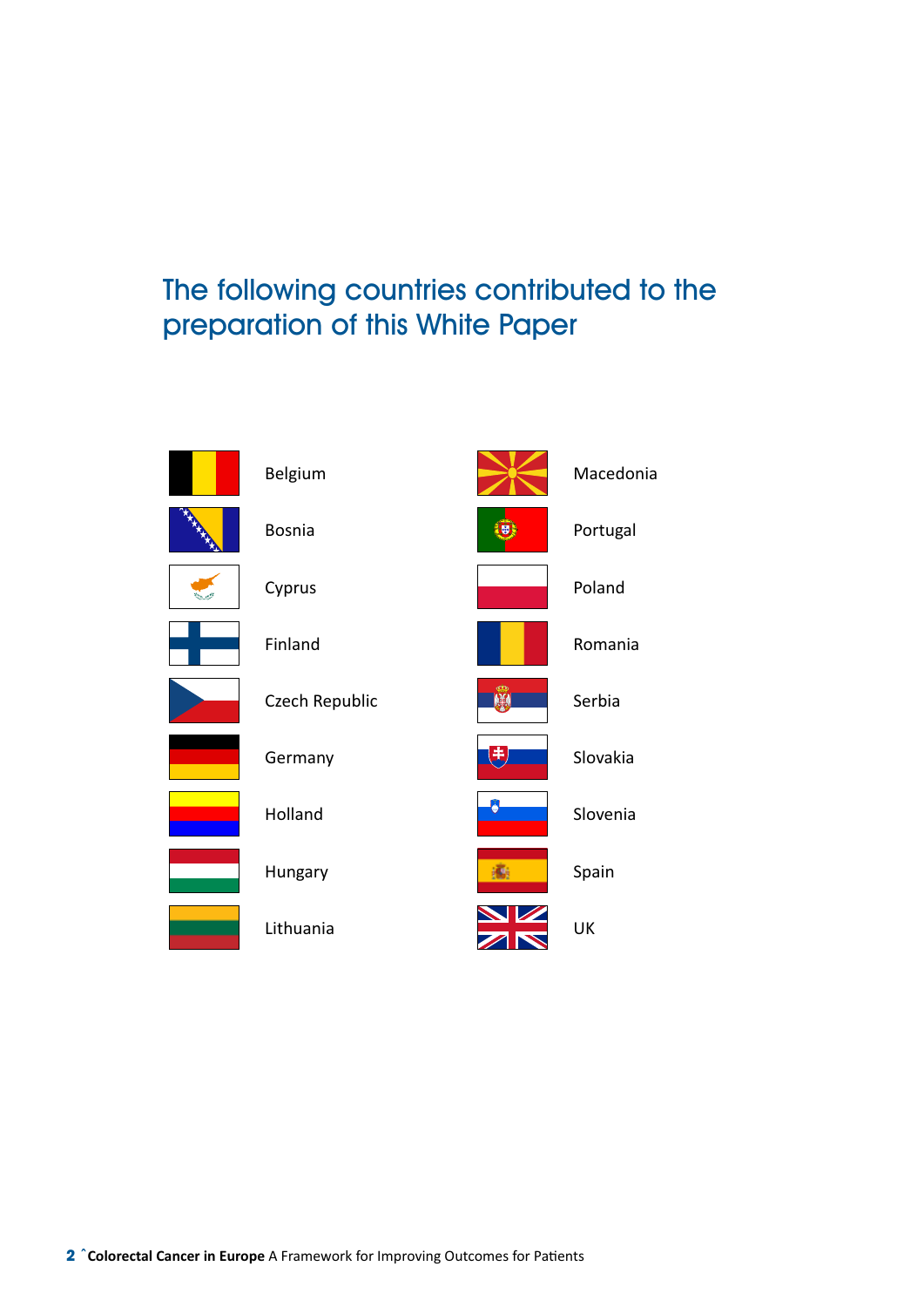# The following countries contributed to the preparation of this White Paper

- Belgium
- Bosnia
- Cyprus
- Finland
- Czech Republic
- Germany
- Holland
- Hungary
- Lithuania
- Macedonia
- Portugal
- Poland
- Romania
- Serbia
- Slovakia
- Slovenia
- Spain
- UK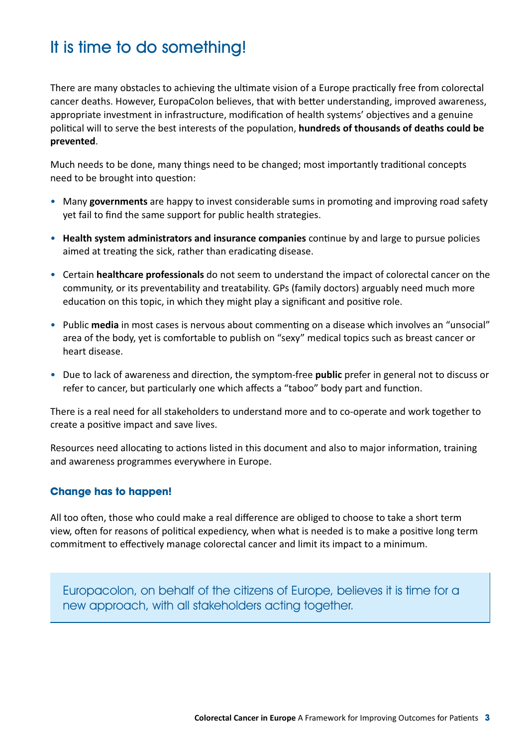# It is time to do something!

There are many obstacles to achieving the ultimate vision of a Europe practically free from colorectal cancer deaths. However, EuropaColon believes, that with better understanding, improved awareness, appropriate investment in infrastructure, modification of health systems' objectives and a genuine political will to serve the best interests of the population, **hundreds of thousands of deaths could be prevented**.

Much needs to be done, many things need to be changed; most importantly traditional concepts need to be brought into question:

- Many **governments** are happy to invest considerable sums in promoting and improving road safety yet fail to find the same support for public health strategies.
- **Health system administrators and insurance companies** continue by and large to pursue policies aimed at treating the sick, rather than eradicating disease.
- Certain **healthcare professionals** do not seem to understand the impact of colorectal cancer on the community, or its preventability and treatability. GPs (family doctors) arguably need much more education on this topic, in which they might play a significant and positive role.
- Public **media** in most cases is nervous about commenting on a disease which involves an "unsocial" area of the body, yet is comfortable to publish on "sexy" medical topics such as breast cancer or heart disease.
- Due to lack of awareness and direction, the symptom-free **public** prefer in general not to discuss or refer to cancer, but particularly one which affects a "taboo" body part and function.

There is a real need for all stakeholders to understand more and to co-operate and work together to create a positive impact and save lives.

Resources need allocating to actions listed in this document and also to major information, training and awareness programmes everywhere in Europe.

### Change has to happen!

All too often, those who could make a real difference are obliged to choose to take a short term view, often for reasons of political expediency, when what is needed is to make a positive long term commitment to effectively manage colorectal cancer and limit its impact to a minimum.

> Europacolon, on behalf of the citizens of Europe, believes it is time for a new approach, with all stakeholders acting together.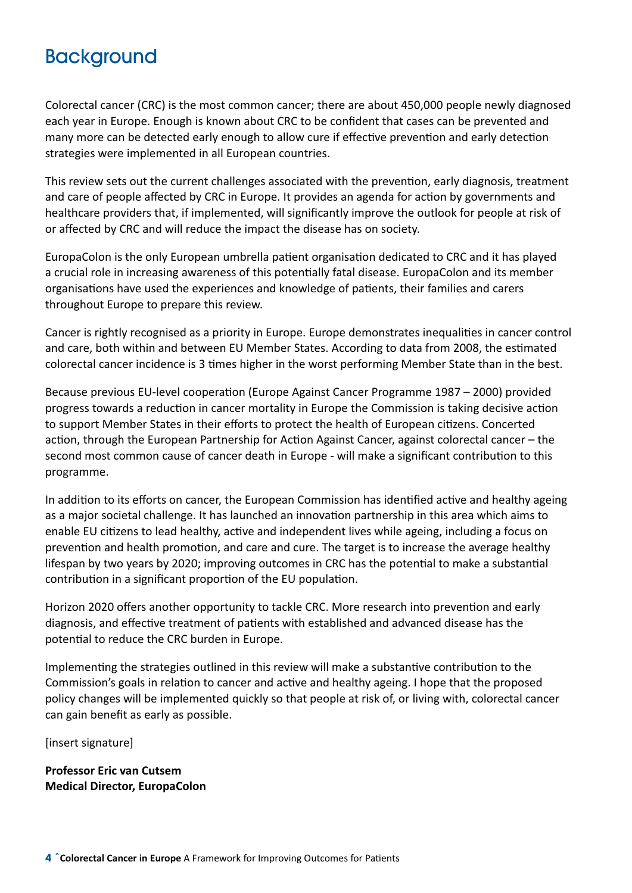# Background

Colorectal cancer (CRC) is the most common cancer; there are about 450,000 people newly diagnosed each year in Europe. Enough is known about CRC to be confident that cases can be prevented and many more can be detected early enough to allow cure if effective prevention and early detection strategies were implemented in all European countries.

This review sets out the current challenges associated with the prevention, early diagnosis, treatment and care of people affected by CRC in Europe. It provides an agenda for action by governments and healthcare providers that, if implemented, will significantly improve the outlook for people at risk of or affected by CRC and will reduce the impact the disease has on society.

EuropaColon is the only European umbrella patient organisation dedicated to CRC and it has played a crucial role in increasing awareness of this potentially fatal disease. EuropaColon and its member organisations have used the experiences and knowledge of patients, their families and carers throughout Europe to prepare this review.

Cancer is rightly recognised as a priority in Europe. Europe demonstrates inequalities in cancer control and care, both within and between EU Member States. According to data from 2008, the estimated colorectal cancer incidence is 3 times higher in the worst performing Member State than in the best.

Because previous EU-level cooperation (Europe Against Cancer Programme 1987 – 2000) provided progress towards a reduction in cancer mortality in Europe the Commission is taking decisive action to support Member States in their efforts to protect the health of European citizens. Concerted action, through the European Partnership for Action Against Cancer, against colorectal cancer – the second most common cause of cancer death in Europe - will make a significant contribution to this programme.

In addition to its efforts on cancer, the European Commission has identified active and healthy ageing as a major societal challenge. It has launched an innovation partnership in this area which aims to enable EU citizens to lead healthy, active and independent lives while ageing, including a focus on prevention and health promotion, and care and cure. The target is to increase the average healthy lifespan by two years by 2020; improving outcomes in CRC has the potential to make a substantial contribution in a significant proportion of the EU population.

Horizon 2020 offers another opportunity to tackle CRC. More research into prevention and early diagnosis, and effective treatment of patients with established and advanced disease has the potential to reduce the CRC burden in Europe.

Implementing the strategies outlined in this review will make a substantive contribution to the Commission's goals in relation to cancer and active and healthy ageing. I hope that the proposed policy changes will be implemented quickly so that people at risk of, or living with, colorectal cancer can gain benefit as early as possible.

[insert signature]

**Professor Eric van Cutsem**
**Medical Director, EuropaColon**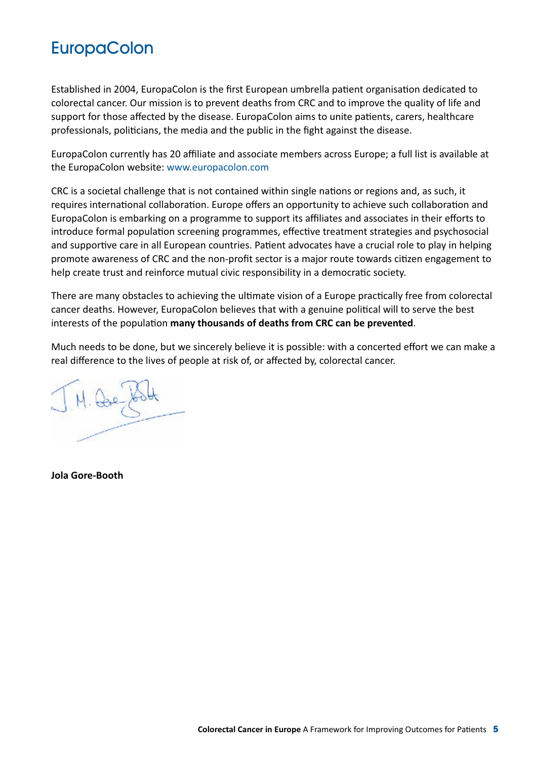# EuropaColon

Established in 2004, EuropaColon is the first European umbrella patient organisation dedicated to colorectal cancer. Our mission is to prevent deaths from CRC and to improve the quality of life and support for those affected by the disease. EuropaColon aims to unite patients, carers, healthcare professionals, politicians, the media and the public in the fight against the disease.

EuropaColon currently has 20 affiliate and associate members across Europe; a full list is available at the EuropaColon website: www.europacolon.com

CRC is a societal challenge that is not contained within single nations or regions and, as such, it requires international collaboration. Europe offers an opportunity to achieve such collaboration and EuropaColon is embarking on a programme to support its affiliates and associates in their efforts to introduce formal population screening programmes, effective treatment strategies and psychosocial and supportive care in all European countries. Patient advocates have a crucial role to play in helping promote awareness of CRC and the non-profit sector is a major route towards citizen engagement to help create trust and reinforce mutual civic responsibility in a democratic society.

There are many obstacles to achieving the ultimate vision of a Europe practically free from colorectal cancer deaths. However, EuropaColon believes that with a genuine political will to serve the best interests of the population **many thousands of deaths from CRC can be prevented**.

Much needs to be done, but we sincerely believe it is possible: with a concerted effort we can make a real difference to the lives of people at risk of, or affected by, colorectal cancer.

**Jola Gore-Booth**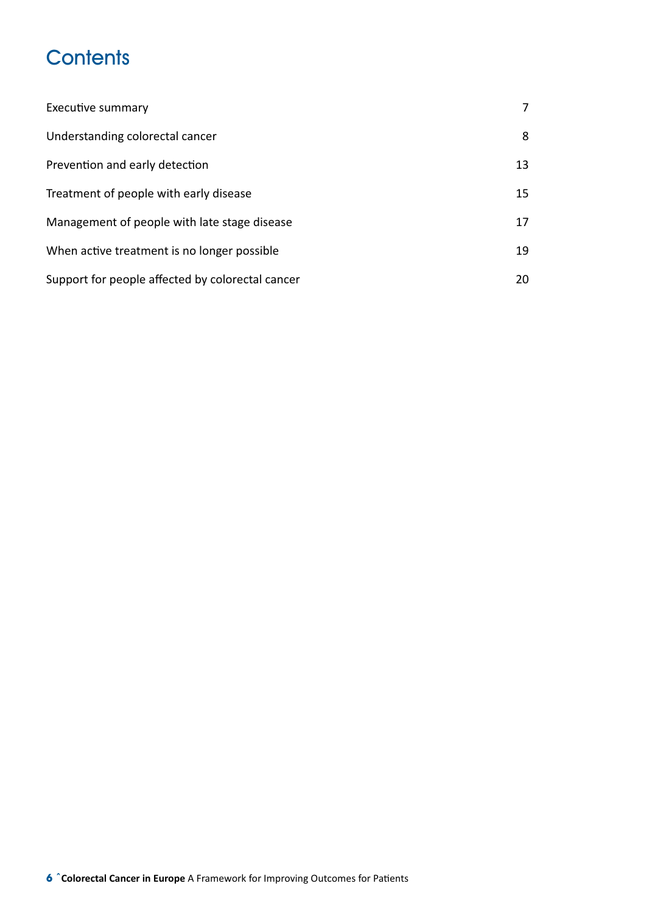# Contents

| | |
|---|---|
| Executive summary | 7 |
| Understanding colorectal cancer | 8 |
| Prevention and early detection | 13 |
| Treatment of people with early disease | 15 |
| Management of people with late stage disease | 17 |
| When active treatment is no longer possible | 19 |
| Support for people affected by colorectal cancer | 20 |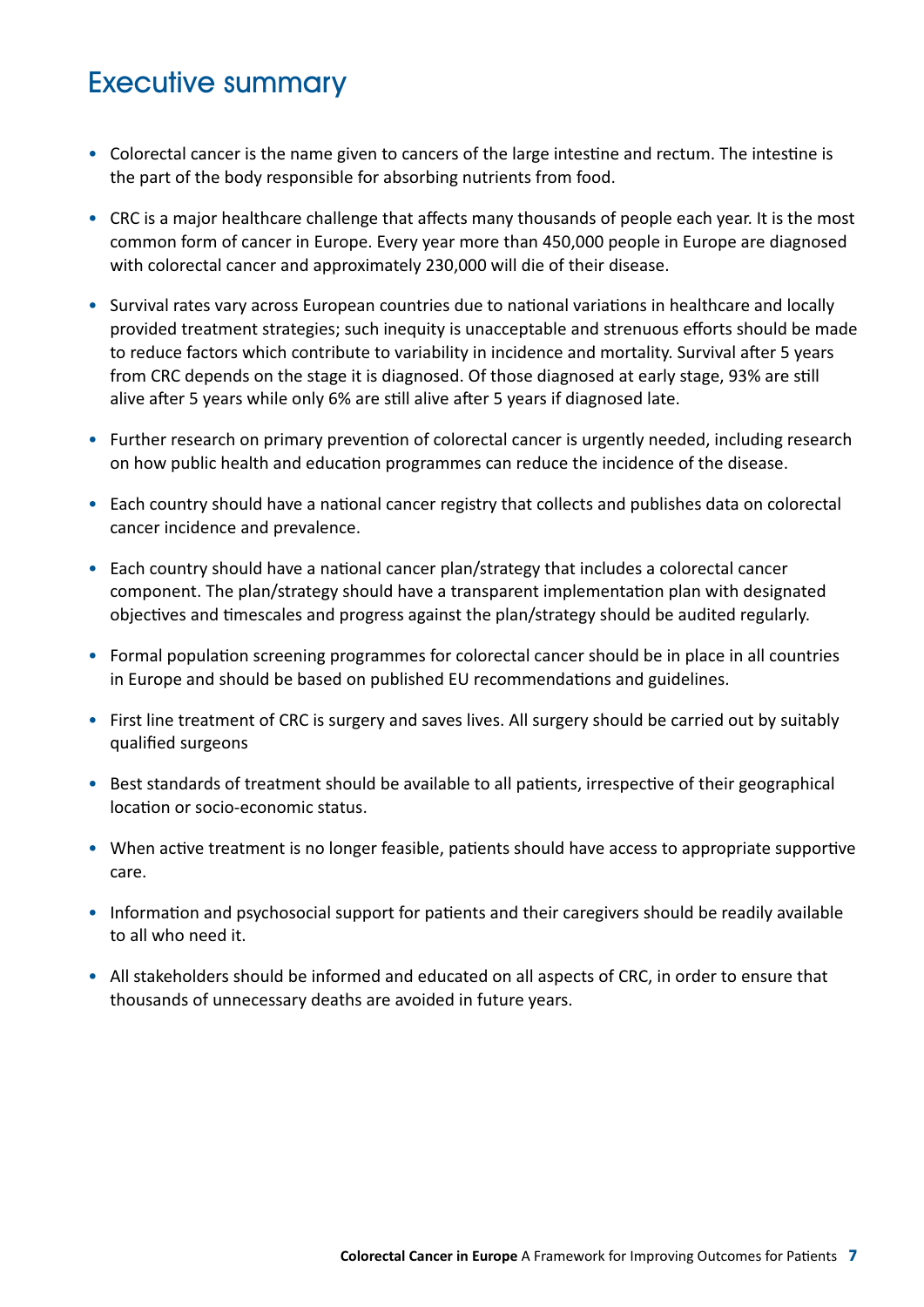# Executive summary

- Colorectal cancer is the name given to cancers of the large intestine and rectum. The intestine is the part of the body responsible for absorbing nutrients from food.
- CRC is a major healthcare challenge that affects many thousands of people each year. It is the most common form of cancer in Europe. Every year more than 450,000 people in Europe are diagnosed with colorectal cancer and approximately 230,000 will die of their disease.
- Survival rates vary across European countries due to national variations in healthcare and locally provided treatment strategies; such inequity is unacceptable and strenuous efforts should be made to reduce factors which contribute to variability in incidence and mortality. Survival after 5 years from CRC depends on the stage it is diagnosed. Of those diagnosed at early stage, 93% are still alive after 5 years while only 6% are still alive after 5 years if diagnosed late.
- Further research on primary prevention of colorectal cancer is urgently needed, including research on how public health and education programmes can reduce the incidence of the disease.
- Each country should have a national cancer registry that collects and publishes data on colorectal cancer incidence and prevalence.
- Each country should have a national cancer plan/strategy that includes a colorectal cancer component. The plan/strategy should have a transparent implementation plan with designated objectives and timescales and progress against the plan/strategy should be audited regularly.
- Formal population screening programmes for colorectal cancer should be in place in all countries in Europe and should be based on published EU recommendations and guidelines.
- First line treatment of CRC is surgery and saves lives. All surgery should be carried out by suitably qualified surgeons
- Best standards of treatment should be available to all patients, irrespective of their geographical location or socio-economic status.
- When active treatment is no longer feasible, patients should have access to appropriate supportive care.
- Information and psychosocial support for patients and their caregivers should be readily available to all who need it.
- All stakeholders should be informed and educated on all aspects of CRC, in order to ensure that thousands of unnecessary deaths are avoided in future years.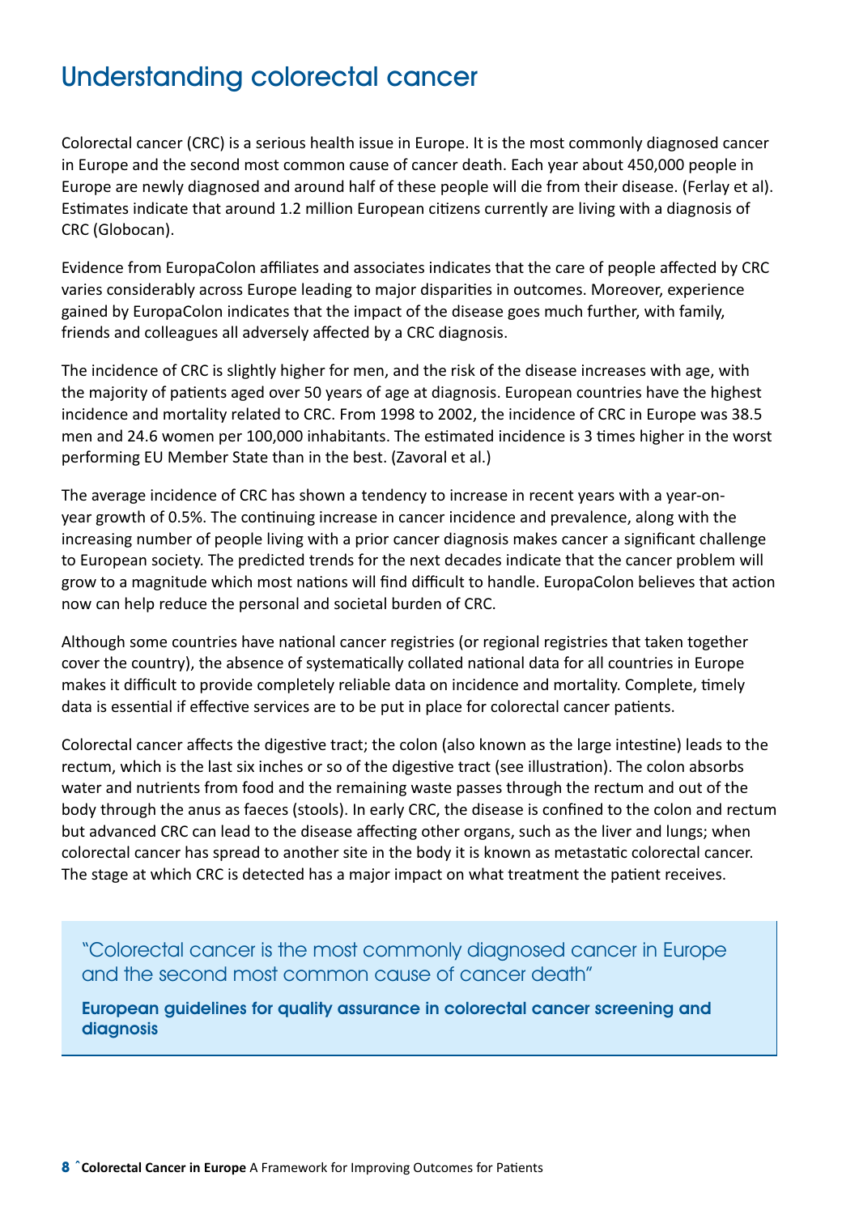# Understanding colorectal cancer

Colorectal cancer (CRC) is a serious health issue in Europe. It is the most commonly diagnosed cancer in Europe and the second most common cause of cancer death. Each year about 450,000 people in Europe are newly diagnosed and around half of these people will die from their disease. (Ferlay et al). Estimates indicate that around 1.2 million European citizens currently are living with a diagnosis of CRC (Globocan).

Evidence from EuropaColon affiliates and associates indicates that the care of people affected by CRC varies considerably across Europe leading to major disparities in outcomes. Moreover, experience gained by EuropaColon indicates that the impact of the disease goes much further, with family, friends and colleagues all adversely affected by a CRC diagnosis.

The incidence of CRC is slightly higher for men, and the risk of the disease increases with age, with the majority of patients aged over 50 years of age at diagnosis. European countries have the highest incidence and mortality related to CRC. From 1998 to 2002, the incidence of CRC in Europe was 38.5 men and 24.6 women per 100,000 inhabitants. The estimated incidence is 3 times higher in the worst performing EU Member State than in the best. (Zavoral et al.)

The average incidence of CRC has shown a tendency to increase in recent years with a year-on-year growth of 0.5%. The continuing increase in cancer incidence and prevalence, along with the increasing number of people living with a prior cancer diagnosis makes cancer a significant challenge to European society. The predicted trends for the next decades indicate that the cancer problem will grow to a magnitude which most nations will find difficult to handle. EuropaColon believes that action now can help reduce the personal and societal burden of CRC.

Although some countries have national cancer registries (or regional registries that taken together cover the country), the absence of systematically collated national data for all countries in Europe makes it difficult to provide completely reliable data on incidence and mortality. Complete, timely data is essential if effective services are to be put in place for colorectal cancer patients.

Colorectal cancer affects the digestive tract; the colon (also known as the large intestine) leads to the rectum, which is the last six inches or so of the digestive tract (see illustration). The colon absorbs water and nutrients from food and the remaining waste passes through the rectum and out of the body through the anus as faeces (stools). In early CRC, the disease is confined to the colon and rectum but advanced CRC can lead to the disease affecting other organs, such as the liver and lungs; when colorectal cancer has spread to another site in the body it is known as metastatic colorectal cancer. The stage at which CRC is detected has a major impact on what treatment the patient receives.

> "Colorectal cancer is the most commonly diagnosed cancer in Europe and the second most common cause of cancer death"
>
> **European guidelines for quality assurance in colorectal cancer screening and diagnosis**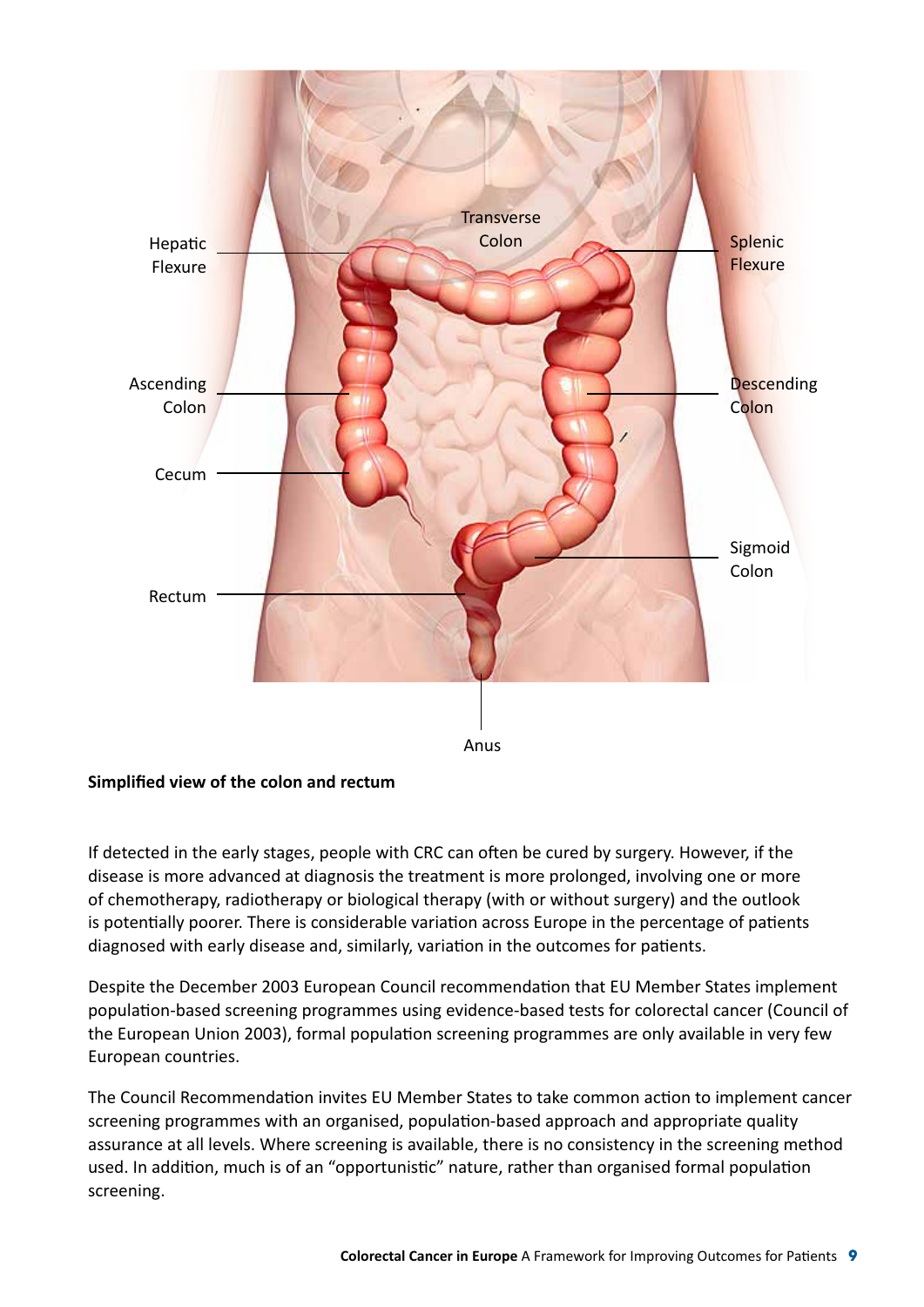**Simplified view of the colon and rectum**

If detected in the early stages, people with CRC can often be cured by surgery. However, if the disease is more advanced at diagnosis the treatment is more prolonged, involving one or more of chemotherapy, radiotherapy or biological therapy (with or without surgery) and the outlook is potentially poorer. There is considerable variation across Europe in the percentage of patients diagnosed with early disease and, similarly, variation in the outcomes for patients.

Despite the December 2003 European Council recommendation that EU Member States implement population-based screening programmes using evidence-based tests for colorectal cancer (Council of the European Union 2003), formal population screening programmes are only available in very few European countries.

The Council Recommendation invites EU Member States to take common action to implement cancer screening programmes with an organised, population-based approach and appropriate quality assurance at all levels. Where screening is available, there is no consistency in the screening method used. In addition, much is of an "opportunistic" nature, rather than organised formal population screening.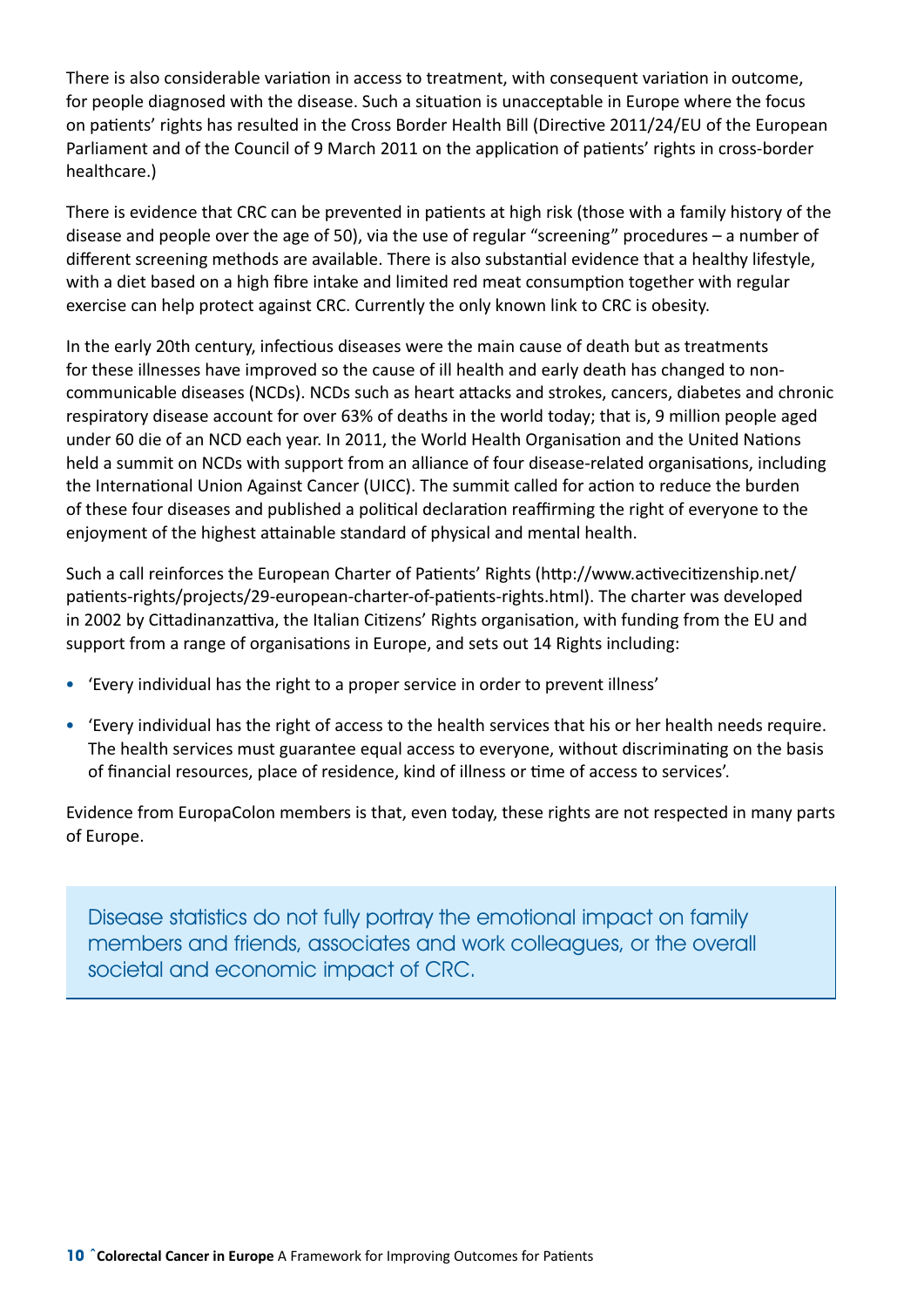There is also considerable variation in access to treatment, with consequent variation in outcome, for people diagnosed with the disease. Such a situation is unacceptable in Europe where the focus on patients' rights has resulted in the Cross Border Health Bill (Directive 2011/24/EU of the European Parliament and of the Council of 9 March 2011 on the application of patients' rights in cross-border healthcare.)

There is evidence that CRC can be prevented in patients at high risk (those with a family history of the disease and people over the age of 50), via the use of regular "screening" procedures – a number of different screening methods are available. There is also substantial evidence that a healthy lifestyle, with a diet based on a high fibre intake and limited red meat consumption together with regular exercise can help protect against CRC. Currently the only known link to CRC is obesity.

In the early 20th century, infectious diseases were the main cause of death but as treatments for these illnesses have improved so the cause of ill health and early death has changed to non-communicable diseases (NCDs). NCDs such as heart attacks and strokes, cancers, diabetes and chronic respiratory disease account for over 63% of deaths in the world today; that is, 9 million people aged under 60 die of an NCD each year. In 2011, the World Health Organisation and the United Nations held a summit on NCDs with support from an alliance of four disease-related organisations, including the International Union Against Cancer (UICC). The summit called for action to reduce the burden of these four diseases and published a political declaration reaffirming the right of everyone to the enjoyment of the highest attainable standard of physical and mental health.

Such a call reinforces the European Charter of Patients' Rights (http://www.activecitizenship.net/patients-rights/projects/29-european-charter-of-patients-rights.html). The charter was developed in 2002 by Cittadinanzattiva, the Italian Citizens' Rights organisation, with funding from the EU and support from a range of organisations in Europe, and sets out 14 Rights including:

- 'Every individual has the right to a proper service in order to prevent illness'
- 'Every individual has the right of access to the health services that his or her health needs require. The health services must guarantee equal access to everyone, without discriminating on the basis of financial resources, place of residence, kind of illness or time of access to services'.

Evidence from EuropaColon members is that, even today, these rights are not respected in many parts of Europe.

> Disease statistics do not fully portray the emotional impact on family members and friends, associates and work colleagues, or the overall societal and economic impact of CRC.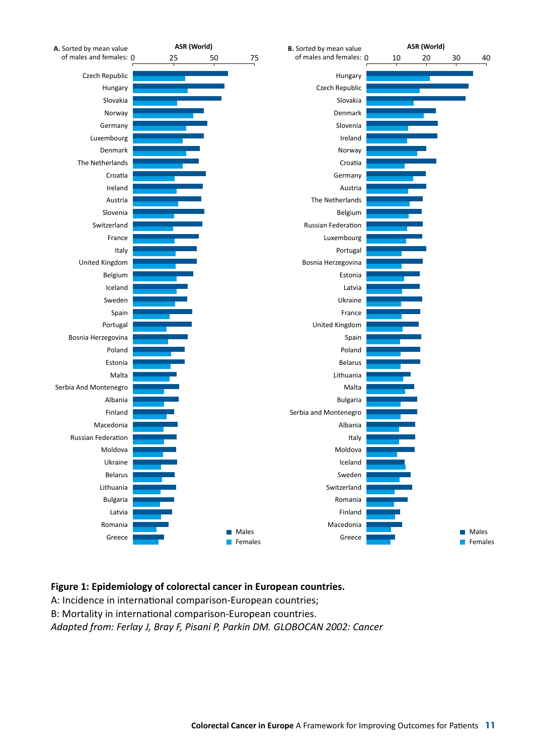**A.** Sorted by mean value of males and females:

ASR (World): 0, 25, 50, 75

Czech Republic, Hungary, Slovakia, Norway, Germany, Luxembourg, Denmark, The Netherlands, Croatia, Ireland, Austria, Slovenia, Switzerland, France, Italy, United Kingdom, Belgium, Iceland, Sweden, Spain, Portugal, Bosnia Herzegovina, Poland, Estonia, Malta, Serbia And Montenegro, Albania, Finland, Macedonia, Russian Federation, Moldova, Ukraine, Belarus, Lithuania, Bulgaria, Latvia, Romania, Greece

Males / Females

**B.** Sorted by mean value of males and females:

ASR (World): 0, 10, 20, 30, 40

Hungary, Czech Republic, Slovakia, Denmark, Slovenia, Ireland, Norway, Croatia, Germany, Austria, The Netherlands, Belgium, Russian Federation, Luxembourg, Portugal, Bosnia Herzegovina, Estonia, Latvia, Ukraine, France, United Kingdom, Spain, Poland, Belarus, Lithuania, Malta, Bulgaria, Serbia and Montenegro, Albania, Italy, Moldova, Iceland, Sweden, Switzerland, Romania, Finland, Macedonia, Greece

Males / Females

**Figure 1: Epidemiology of colorectal cancer in European countries.**
A: Incidence in international comparison-European countries;
B: Mortality in international comparison-European countries.
*Adapted from: Ferlay J, Bray F, Pisani P, Parkin DM. GLOBOCAN 2002: Cancer*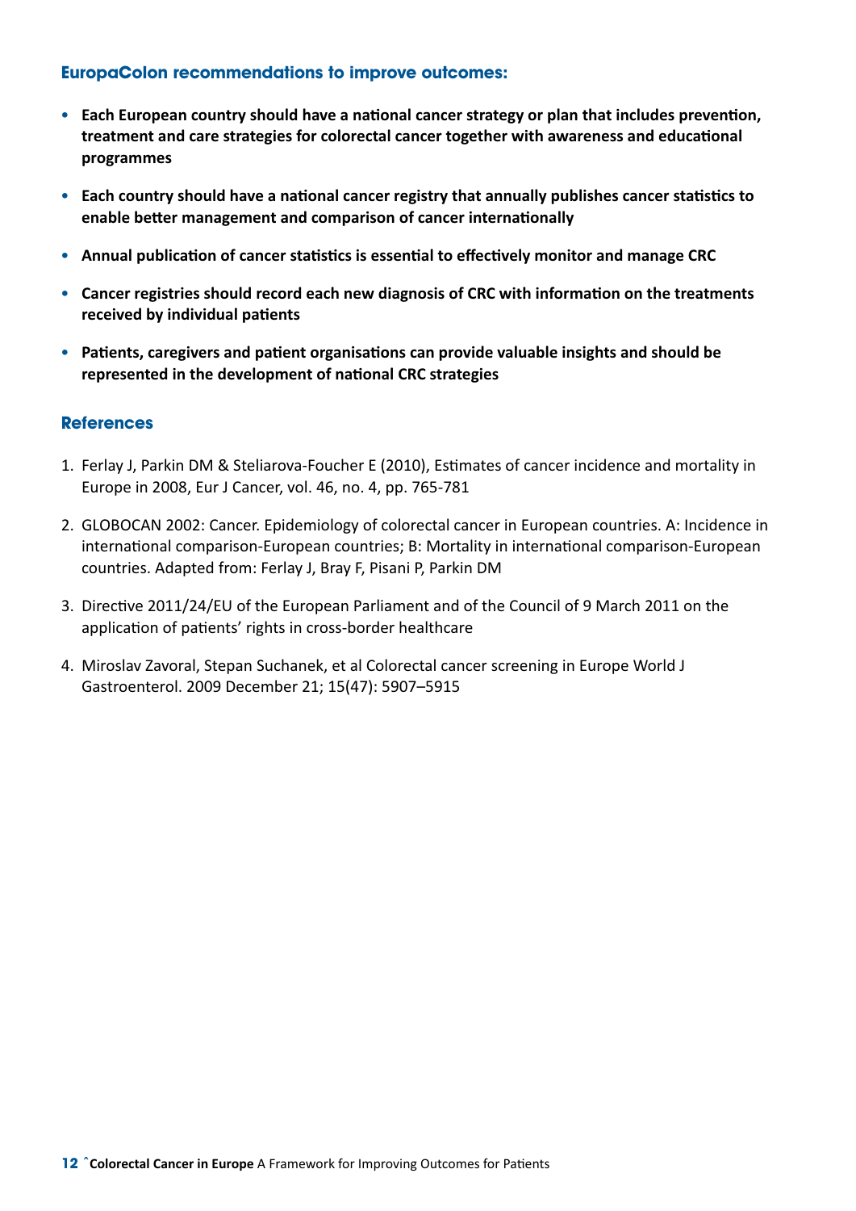### EuropaColon recommendations to improve outcomes:

- **Each European country should have a national cancer strategy or plan that includes prevention, treatment and care strategies for colorectal cancer together with awareness and educational programmes**
- **Each country should have a national cancer registry that annually publishes cancer statistics to enable better management and comparison of cancer internationally**
- **Annual publication of cancer statistics is essential to effectively monitor and manage CRC**
- **Cancer registries should record each new diagnosis of CRC with information on the treatments received by individual patients**
- **Patients, caregivers and patient organisations can provide valuable insights and should be represented in the development of national CRC strategies**

### References

1. Ferlay J, Parkin DM & Steliarova-Foucher E (2010), Estimates of cancer incidence and mortality in Europe in 2008, Eur J Cancer, vol. 46, no. 4, pp. 765-781
2. GLOBOCAN 2002: Cancer. Epidemiology of colorectal cancer in European countries. A: Incidence in international comparison-European countries; B: Mortality in international comparison-European countries. Adapted from: Ferlay J, Bray F, Pisani P, Parkin DM
3. Directive 2011/24/EU of the European Parliament and of the Council of 9 March 2011 on the application of patients' rights in cross-border healthcare
4. Miroslav Zavoral, Stepan Suchanek, et al Colorectal cancer screening in Europe World J Gastroenterol. 2009 December 21; 15(47): 5907–5915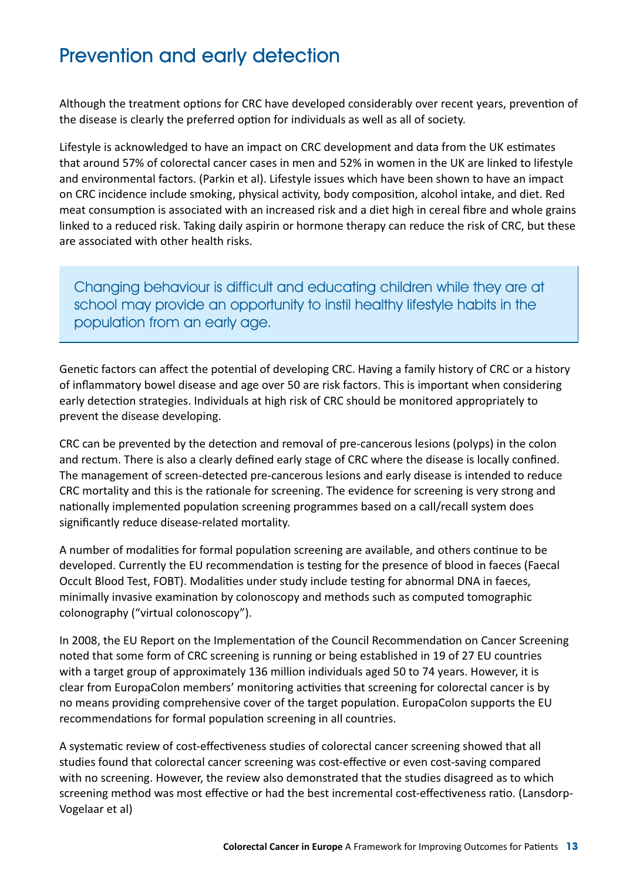# Prevention and early detection

Although the treatment options for CRC have developed considerably over recent years, prevention of the disease is clearly the preferred option for individuals as well as all of society.

Lifestyle is acknowledged to have an impact on CRC development and data from the UK estimates that around 57% of colorectal cancer cases in men and 52% in women in the UK are linked to lifestyle and environmental factors. (Parkin et al). Lifestyle issues which have been shown to have an impact on CRC incidence include smoking, physical activity, body composition, alcohol intake, and diet. Red meat consumption is associated with an increased risk and a diet high in cereal fibre and whole grains linked to a reduced risk. Taking daily aspirin or hormone therapy can reduce the risk of CRC, but these are associated with other health risks.

> Changing behaviour is difficult and educating children while they are at school may provide an opportunity to instil healthy lifestyle habits in the population from an early age.

Genetic factors can affect the potential of developing CRC. Having a family history of CRC or a history of inflammatory bowel disease and age over 50 are risk factors. This is important when considering early detection strategies. Individuals at high risk of CRC should be monitored appropriately to prevent the disease developing.

CRC can be prevented by the detection and removal of pre-cancerous lesions (polyps) in the colon and rectum. There is also a clearly defined early stage of CRC where the disease is locally confined. The management of screen-detected pre-cancerous lesions and early disease is intended to reduce CRC mortality and this is the rationale for screening. The evidence for screening is very strong and nationally implemented population screening programmes based on a call/recall system does significantly reduce disease-related mortality.

A number of modalities for formal population screening are available, and others continue to be developed. Currently the EU recommendation is testing for the presence of blood in faeces (Faecal Occult Blood Test, FOBT). Modalities under study include testing for abnormal DNA in faeces, minimally invasive examination by colonoscopy and methods such as computed tomographic colonography ("virtual colonoscopy").

In 2008, the EU Report on the Implementation of the Council Recommendation on Cancer Screening noted that some form of CRC screening is running or being established in 19 of 27 EU countries with a target group of approximately 136 million individuals aged 50 to 74 years. However, it is clear from EuropaColon members' monitoring activities that screening for colorectal cancer is by no means providing comprehensive cover of the target population. EuropaColon supports the EU recommendations for formal population screening in all countries.

A systematic review of cost-effectiveness studies of colorectal cancer screening showed that all studies found that colorectal cancer screening was cost-effective or even cost-saving compared with no screening. However, the review also demonstrated that the studies disagreed as to which screening method was most effective or had the best incremental cost-effectiveness ratio. (Lansdorp-Vogelaar et al)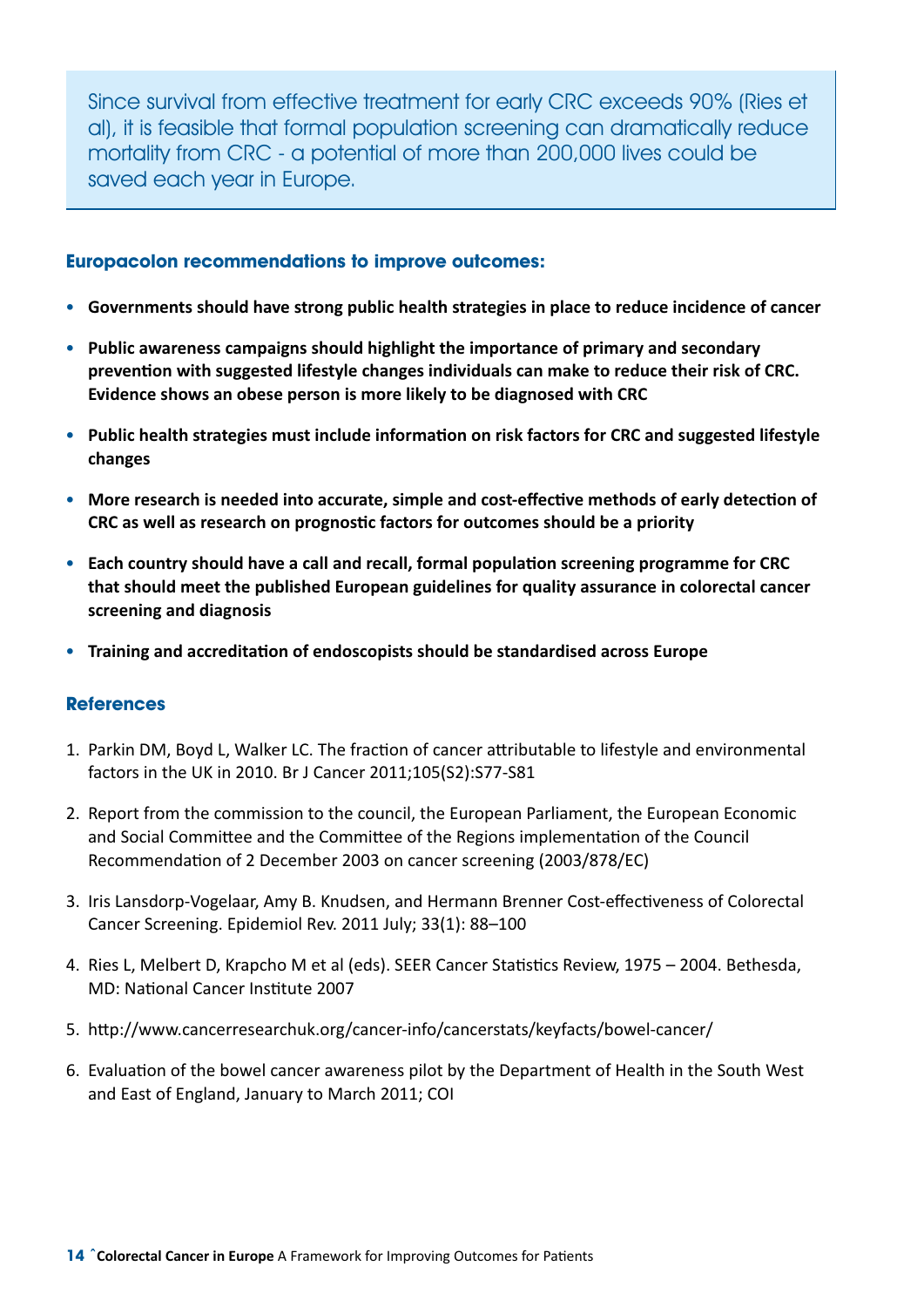Since survival from effective treatment for early CRC exceeds 90% (Ries et al), it is feasible that formal population screening can dramatically reduce mortality from CRC - a potential of more than 200,000 lives could be saved each year in Europe.

### Europacolon recommendations to improve outcomes:

- **Governments should have strong public health strategies in place to reduce incidence of cancer**
- **Public awareness campaigns should highlight the importance of primary and secondary prevention with suggested lifestyle changes individuals can make to reduce their risk of CRC. Evidence shows an obese person is more likely to be diagnosed with CRC**
- **Public health strategies must include information on risk factors for CRC and suggested lifestyle changes**
- **More research is needed into accurate, simple and cost-effective methods of early detection of CRC as well as research on prognostic factors for outcomes should be a priority**
- **Each country should have a call and recall, formal population screening programme for CRC that should meet the published European guidelines for quality assurance in colorectal cancer screening and diagnosis**
- **Training and accreditation of endoscopists should be standardised across Europe**

### References

1. Parkin DM, Boyd L, Walker LC. The fraction of cancer attributable to lifestyle and environmental factors in the UK in 2010. Br J Cancer 2011;105(S2):S77-S81
2. Report from the commission to the council, the European Parliament, the European Economic and Social Committee and the Committee of the Regions implementation of the Council Recommendation of 2 December 2003 on cancer screening (2003/878/EC)
3. Iris Lansdorp-Vogelaar, Amy B. Knudsen, and Hermann Brenner Cost-effectiveness of Colorectal Cancer Screening. Epidemiol Rev. 2011 July; 33(1): 88–100
4. Ries L, Melbert D, Krapcho M et al (eds). SEER Cancer Statistics Review, 1975 – 2004. Bethesda, MD: National Cancer Institute 2007
5. http://www.cancerresearchuk.org/cancer-info/cancerstats/keyfacts/bowel-cancer/
6. Evaluation of the bowel cancer awareness pilot by the Department of Health in the South West and East of England, January to March 2011; COI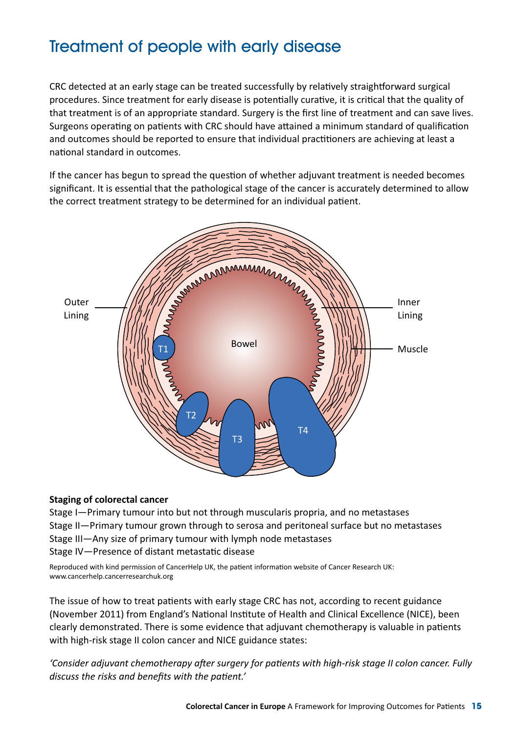# Treatment of people with early disease

CRC detected at an early stage can be treated successfully by relatively straightforward surgical procedures. Since treatment for early disease is potentially curative, it is critical that the quality of that treatment is of an appropriate standard. Surgery is the first line of treatment and can save lives. Surgeons operating on patients with CRC should have attained a minimum standard of qualification and outcomes should be reported to ensure that individual practitioners are achieving at least a national standard in outcomes.

If the cancer has begun to spread the question of whether adjuvant treatment is needed becomes significant. It is essential that the pathological stage of the cancer is accurately determined to allow the correct treatment strategy to be determined for an individual patient.

**Staging of colorectal cancer**

Stage I—Primary tumour into but not through muscularis propria, and no metastases
Stage II—Primary tumour grown through to serosa and peritoneal surface but no metastases
Stage III—Any size of primary tumour with lymph node metastases
Stage IV—Presence of distant metastatic disease

Reproduced with kind permission of CancerHelp UK, the patient information website of Cancer Research UK: www.cancerhelp.cancerresearchuk.org

The issue of how to treat patients with early stage CRC has not, according to recent guidance (November 2011) from England's National Institute of Health and Clinical Excellence (NICE), been clearly demonstrated. There is some evidence that adjuvant chemotherapy is valuable in patients with high-risk stage II colon cancer and NICE guidance states:

*'Consider adjuvant chemotherapy after surgery for patients with high-risk stage II colon cancer. Fully discuss the risks and benefits with the patient.'*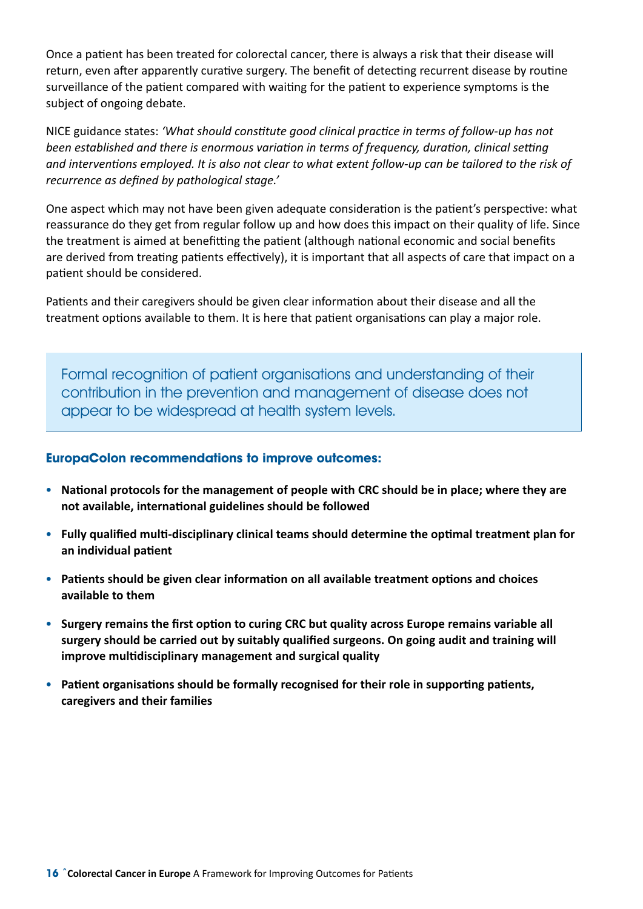Once a patient has been treated for colorectal cancer, there is always a risk that their disease will return, even after apparently curative surgery. The benefit of detecting recurrent disease by routine surveillance of the patient compared with waiting for the patient to experience symptoms is the subject of ongoing debate.

NICE guidance states: *'What should constitute good clinical practice in terms of follow-up has not been established and there is enormous variation in terms of frequency, duration, clinical setting and interventions employed. It is also not clear to what extent follow-up can be tailored to the risk of recurrence as defined by pathological stage.'*

One aspect which may not have been given adequate consideration is the patient's perspective: what reassurance do they get from regular follow up and how does this impact on their quality of life. Since the treatment is aimed at benefitting the patient (although national economic and social benefits are derived from treating patients effectively), it is important that all aspects of care that impact on a patient should be considered.

Patients and their caregivers should be given clear information about their disease and all the treatment options available to them. It is here that patient organisations can play a major role.

> Formal recognition of patient organisations and understanding of their contribution in the prevention and management of disease does not appear to be widespread at health system levels.

### EuropaColon recommendations to improve outcomes:

- **National protocols for the management of people with CRC should be in place; where they are not available, international guidelines should be followed**
- **Fully qualified multi-disciplinary clinical teams should determine the optimal treatment plan for an individual patient**
- **Patients should be given clear information on all available treatment options and choices available to them**
- **Surgery remains the first option to curing CRC but quality across Europe remains variable all surgery should be carried out by suitably qualified surgeons. On going audit and training will improve multidisciplinary management and surgical quality**
- **Patient organisations should be formally recognised for their role in supporting patients, caregivers and their families**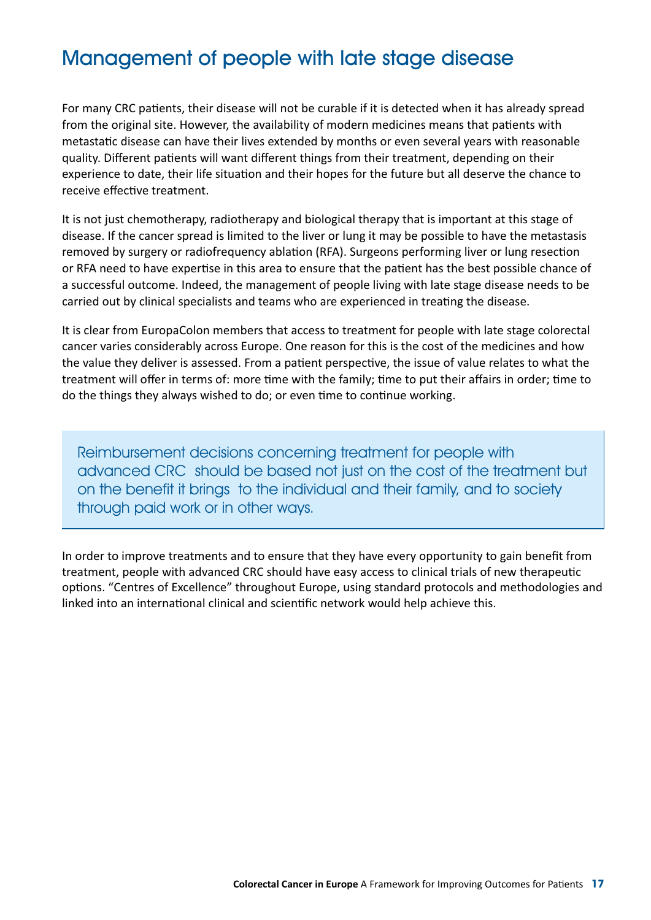# Management of people with late stage disease

For many CRC patients, their disease will not be curable if it is detected when it has already spread from the original site. However, the availability of modern medicines means that patients with metastatic disease can have their lives extended by months or even several years with reasonable quality. Different patients will want different things from their treatment, depending on their experience to date, their life situation and their hopes for the future but all deserve the chance to receive effective treatment.

It is not just chemotherapy, radiotherapy and biological therapy that is important at this stage of disease. If the cancer spread is limited to the liver or lung it may be possible to have the metastasis removed by surgery or radiofrequency ablation (RFA). Surgeons performing liver or lung resection or RFA need to have expertise in this area to ensure that the patient has the best possible chance of a successful outcome. Indeed, the management of people living with late stage disease needs to be carried out by clinical specialists and teams who are experienced in treating the disease.

It is clear from EuropaColon members that access to treatment for people with late stage colorectal cancer varies considerably across Europe. One reason for this is the cost of the medicines and how the value they deliver is assessed. From a patient perspective, the issue of value relates to what the treatment will offer in terms of: more time with the family; time to put their affairs in order; time to do the things they always wished to do; or even time to continue working.

> Reimbursement decisions concerning treatment for people with advanced CRC should be based not just on the cost of the treatment but on the benefit it brings to the individual and their family, and to society through paid work or in other ways.

In order to improve treatments and to ensure that they have every opportunity to gain benefit from treatment, people with advanced CRC should have easy access to clinical trials of new therapeutic options. "Centres of Excellence" throughout Europe, using standard protocols and methodologies and linked into an international clinical and scientific network would help achieve this.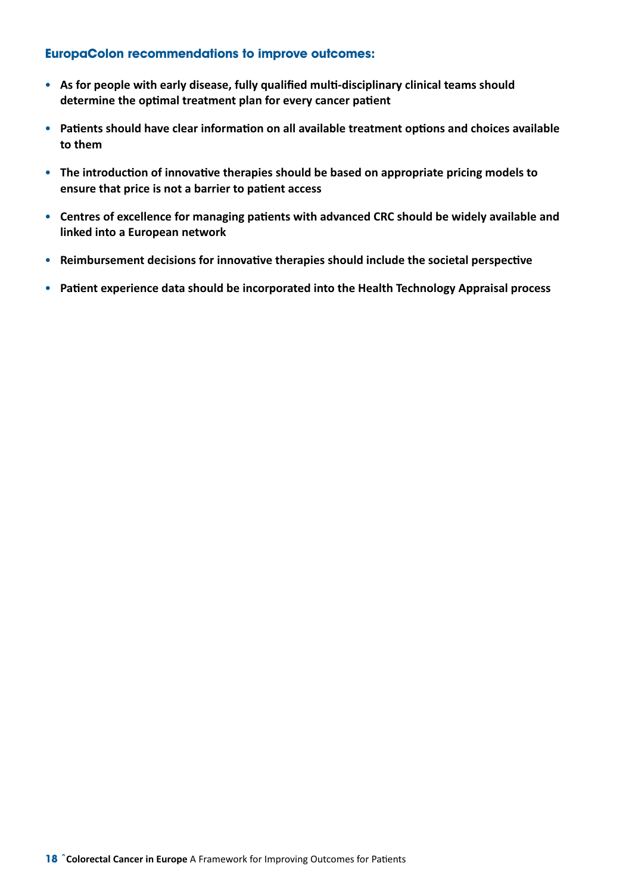### EuropaColon recommendations to improve outcomes:

- **As for people with early disease, fully qualified multi-disciplinary clinical teams should determine the optimal treatment plan for every cancer patient**
- **Patients should have clear information on all available treatment options and choices available to them**
- **The introduction of innovative therapies should be based on appropriate pricing models to ensure that price is not a barrier to patient access**
- **Centres of excellence for managing patients with advanced CRC should be widely available and linked into a European network**
- **Reimbursement decisions for innovative therapies should include the societal perspective**
- **Patient experience data should be incorporated into the Health Technology Appraisal process**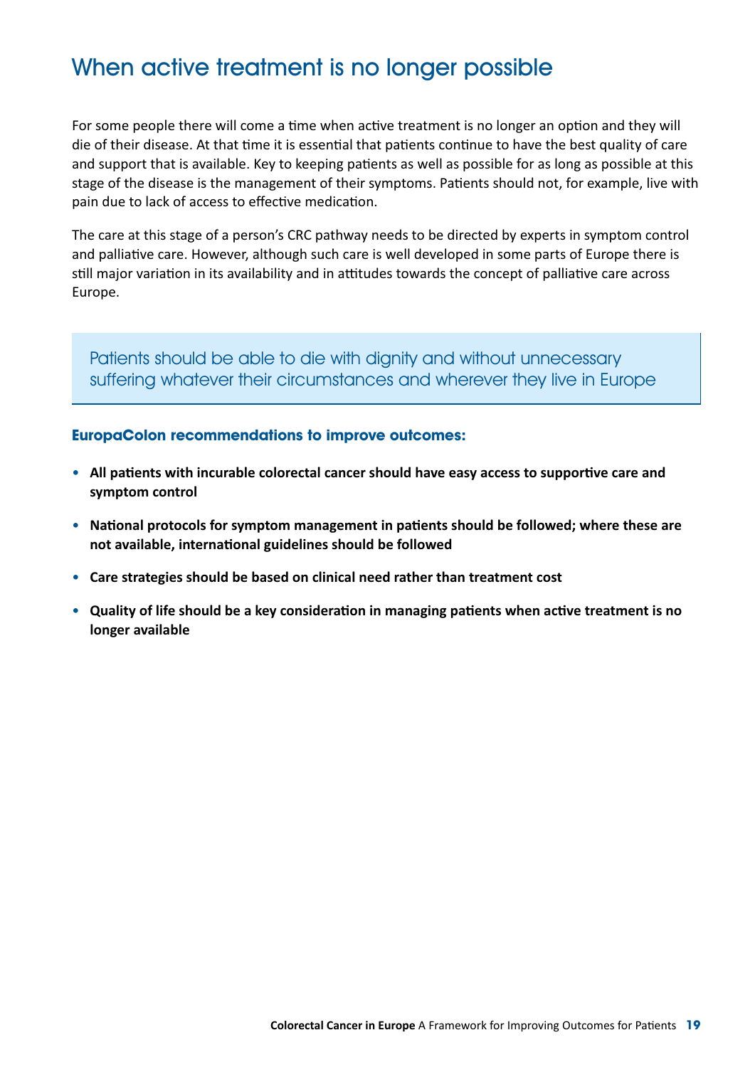# When active treatment is no longer possible

For some people there will come a time when active treatment is no longer an option and they will die of their disease. At that time it is essential that patients continue to have the best quality of care and support that is available. Key to keeping patients as well as possible for as long as possible at this stage of the disease is the management of their symptoms. Patients should not, for example, live with pain due to lack of access to effective medication.

The care at this stage of a person's CRC pathway needs to be directed by experts in symptom control and palliative care. However, although such care is well developed in some parts of Europe there is still major variation in its availability and in attitudes towards the concept of palliative care across Europe.

> Patients should be able to die with dignity and without unnecessary suffering whatever their circumstances and wherever they live in Europe

### EuropaColon recommendations to improve outcomes:

- **All patients with incurable colorectal cancer should have easy access to supportive care and symptom control**
- **National protocols for symptom management in patients should be followed; where these are not available, international guidelines should be followed**
- **Care strategies should be based on clinical need rather than treatment cost**
- **Quality of life should be a key consideration in managing patients when active treatment is no longer available**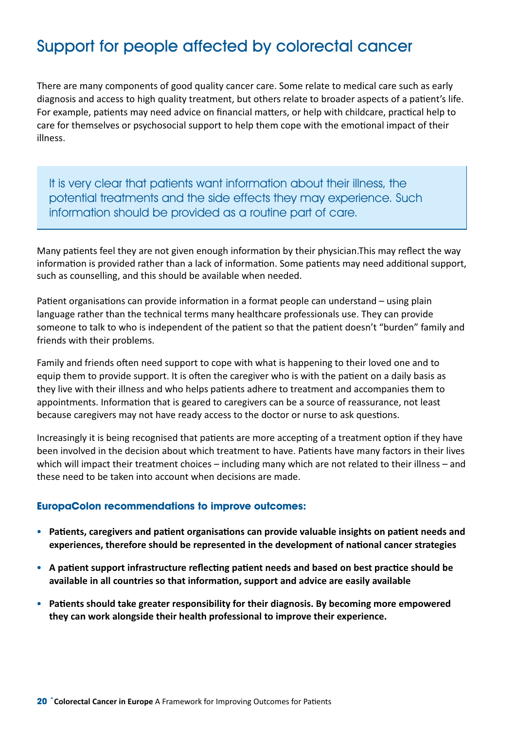# Support for people affected by colorectal cancer

There are many components of good quality cancer care. Some relate to medical care such as early diagnosis and access to high quality treatment, but others relate to broader aspects of a patient's life. For example, patients may need advice on financial matters, or help with childcare, practical help to care for themselves or psychosocial support to help them cope with the emotional impact of their illness.

> It is very clear that patients want information about their illness, the potential treatments and the side effects they may experience. Such information should be provided as a routine part of care.

Many patients feel they are not given enough information by their physician.This may reflect the way information is provided rather than a lack of information. Some patients may need additional support, such as counselling, and this should be available when needed.

Patient organisations can provide information in a format people can understand – using plain language rather than the technical terms many healthcare professionals use. They can provide someone to talk to who is independent of the patient so that the patient doesn't "burden" family and friends with their problems.

Family and friends often need support to cope with what is happening to their loved one and to equip them to provide support. It is often the caregiver who is with the patient on a daily basis as they live with their illness and who helps patients adhere to treatment and accompanies them to appointments. Information that is geared to caregivers can be a source of reassurance, not least because caregivers may not have ready access to the doctor or nurse to ask questions.

Increasingly it is being recognised that patients are more accepting of a treatment option if they have been involved in the decision about which treatment to have. Patients have many factors in their lives which will impact their treatment choices – including many which are not related to their illness – and these need to be taken into account when decisions are made.

### EuropaColon recommendations to improve outcomes:

- **Patients, caregivers and patient organisations can provide valuable insights on patient needs and experiences, therefore should be represented in the development of national cancer strategies**
- **A patient support infrastructure reflecting patient needs and based on best practice should be available in all countries so that information, support and advice are easily available**
- **Patients should take greater responsibility for their diagnosis. By becoming more empowered they can work alongside their health professional to improve their experience.**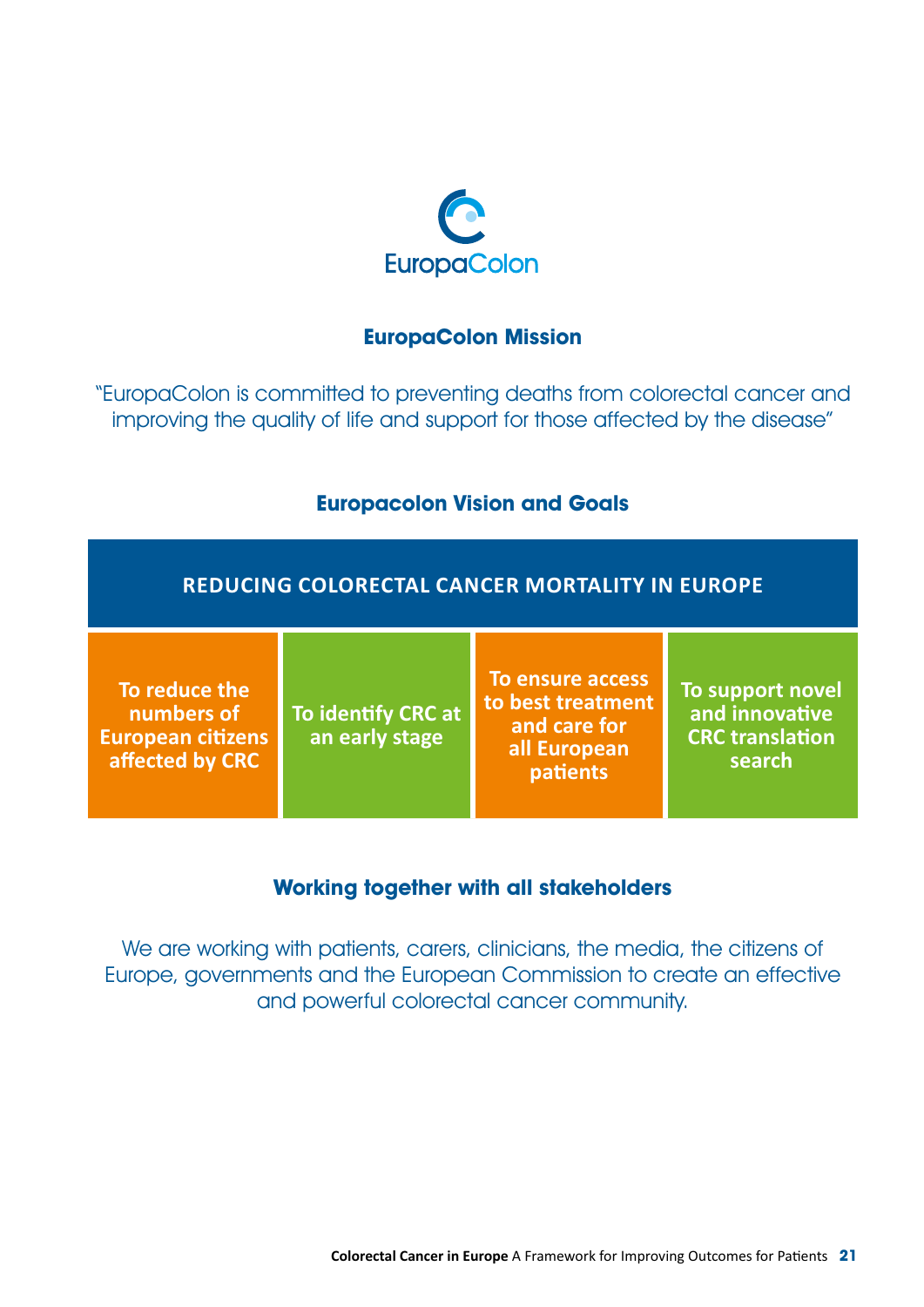EuropaColon

## EuropaColon Mission

"EuropaColon is committed to preventing deaths from colorectal cancer and improving the quality of life and support for those affected by the disease"

## Europacolon Vision and Goals

**REDUCING COLORECTAL CANCER MORTALITY IN EUROPE**

- **To reduce the numbers of European citizens affected by CRC**
- **To identify CRC at an early stage**
- **To ensure access to best treatment and care for all European patients**
- **To support novel and innovative CRC translation search**

## Working together with all stakeholders

We are working with patients, carers, clinicians, the media, the citizens of Europe, governments and the European Commission to create an effective and powerful colorectal cancer community.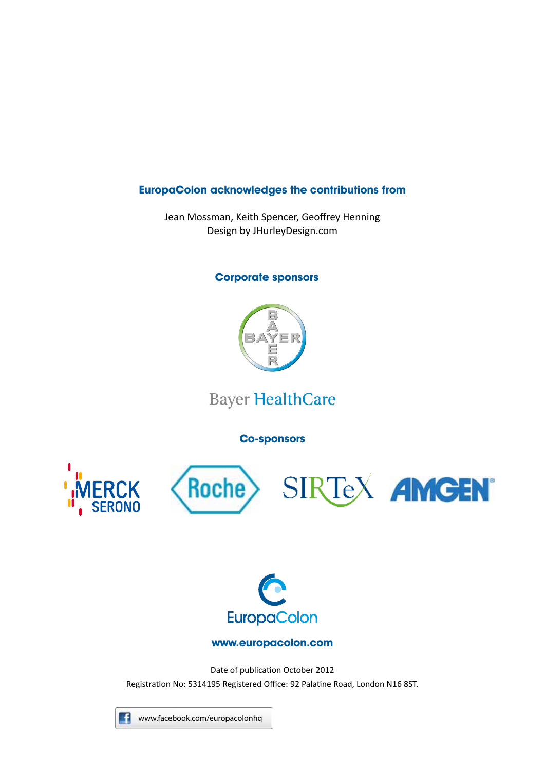**EuropaColon acknowledges the contributions from**

Jean Mossman, Keith Spencer, Geoffrey Henning
Design by JHurleyDesign.com

**Corporate sponsors**

Bayer HealthCare

**Co-sponsors**

MERCK SERONO Roche SIRTeX AMGEN

EuropaColon

**www.europacolon.com**

Date of publication October 2012
Registration No: 5314195 Registered Office: 92 Palatine Road, London N16 8ST.

www.facebook.com/europacolonhq